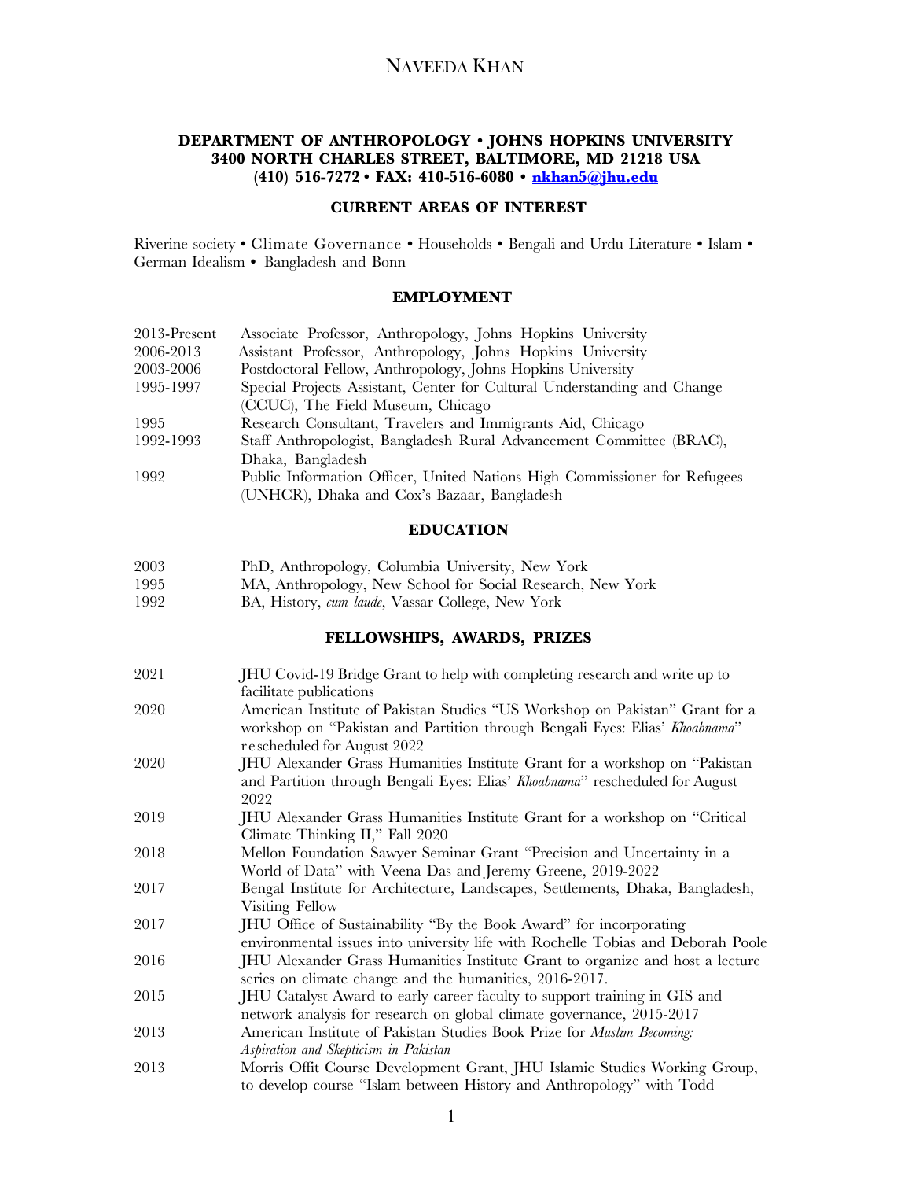# NAVEEDA KHAN

**DEPARTMENT OF ANTHROPOLOGY • JOHNS HOPKINS UNIVERSITY**
**3400 NORTH CHARLES STREET, BALTIMORE, MD 21218 USA**
**(410) 516-7272 • FAX: 410-516-6080 • nkhan5@jhu.edu**

## CURRENT AREAS OF INTEREST

Riverine society • Climate Governance • Households • Bengali and Urdu Literature • Islam • German Idealism • Bangladesh and Bonn

## EMPLOYMENT

| | |
|---|---|
| 2013-Present | Associate Professor, Anthropology, Johns Hopkins University |
| 2006-2013 | Assistant Professor, Anthropology, Johns Hopkins University |
| 2003-2006 | Postdoctoral Fellow, Anthropology, Johns Hopkins University |
| 1995-1997 | Special Projects Assistant, Center for Cultural Understanding and Change (CCUC), The Field Museum, Chicago |
| 1995 | Research Consultant, Travelers and Immigrants Aid, Chicago |
| 1992-1993 | Staff Anthropologist, Bangladesh Rural Advancement Committee (BRAC), Dhaka, Bangladesh |
| 1992 | Public Information Officer, United Nations High Commissioner for Refugees (UNHCR), Dhaka and Cox's Bazaar, Bangladesh |

## EDUCATION

| | |
|---|---|
| 2003 | PhD, Anthropology, Columbia University, New York |
| 1995 | MA, Anthropology, New School for Social Research, New York |
| 1992 | BA, History, *cum laude*, Vassar College, New York |

## FELLOWSHIPS, AWARDS, PRIZES

| | |
|---|---|
| 2021 | JHU Covid-19 Bridge Grant to help with completing research and write up to facilitate publications |
| 2020 | American Institute of Pakistan Studies "US Workshop on Pakistan" Grant for a workshop on "Pakistan and Partition through Bengali Eyes: Elias' *Khoabnama*" rescheduled for August 2022 |
| 2020 | JHU Alexander Grass Humanities Institute Grant for a workshop on "Pakistan and Partition through Bengali Eyes: Elias' *Khoabnama*" rescheduled for August 2022 |
| 2019 | JHU Alexander Grass Humanities Institute Grant for a workshop on "Critical Climate Thinking II," Fall 2020 |
| 2018 | Mellon Foundation Sawyer Seminar Grant "Precision and Uncertainty in a World of Data" with Veena Das and Jeremy Greene, 2019-2022 |
| 2017 | Bengal Institute for Architecture, Landscapes, Settlements, Dhaka, Bangladesh, Visiting Fellow |
| 2017 | JHU Office of Sustainability "By the Book Award" for incorporating environmental issues into university life with Rochelle Tobias and Deborah Poole |
| 2016 | JHU Alexander Grass Humanities Institute Grant to organize and host a lecture series on climate change and the humanities, 2016-2017. |
| 2015 | JHU Catalyst Award to early career faculty to support training in GIS and network analysis for research on global climate governance, 2015-2017 |
| 2013 | American Institute of Pakistan Studies Book Prize for *Muslim Becoming: Aspiration and Skepticism in Pakistan* |
| 2013 | Morris Offit Course Development Grant, JHU Islamic Studies Working Group, to develop course "Islam between History and Anthropology" with Todd |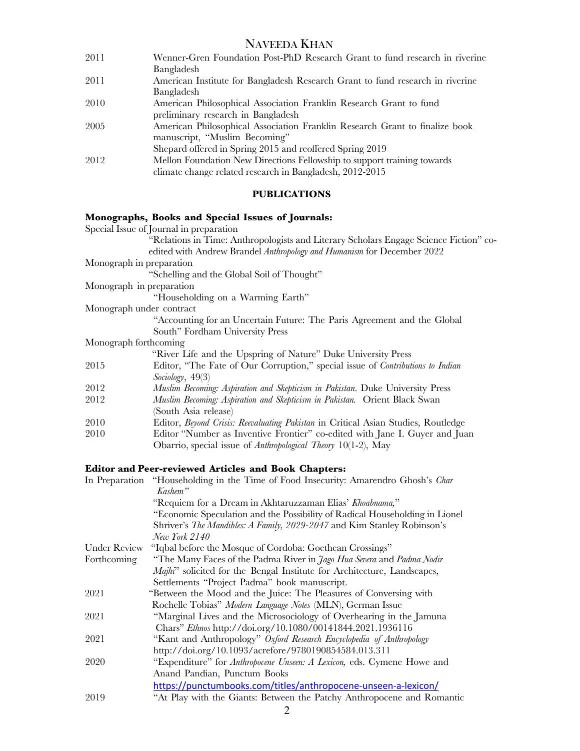| | |
|---|---|
| 2011 | Wenner-Gren Foundation Post-PhD Research Grant to fund research in riverine Bangladesh |
| 2011 | American Institute for Bangladesh Research Grant to fund research in riverine Bangladesh |
| 2010 | American Philosophical Association Franklin Research Grant to fund preliminary research in Bangladesh |
| 2005 | American Philosophical Association Franklin Research Grant to finalize book manuscript, "Muslim Becoming" |
| | Shepard offered in Spring 2015 and reoffered Spring 2019 |
| 2012 | Mellon Foundation New Directions Fellowship to support training towards climate change related research in Bangladesh, 2012-2015 |

## PUBLICATIONS

### Monographs, Books and Special Issues of Journals:

Special Issue of Journal in preparation
"Relations in Time: Anthropologists and Literary Scholars Engage Science Fiction" co-edited with Andrew Brandel *Anthropology and Humanism* for December 2022

Monograph in preparation
"Schelling and the Global Soil of Thought"

Monograph in preparation
"Householding on a Warming Earth"

Monograph under contract
"Accounting for an Uncertain Future: The Paris Agreement and the Global South" Fordham University Press

Monograph forthcoming
"River Life and the Upspring of Nature" Duke University Press

| | |
|---|---|
| 2015 | Editor, "The Fate of Our Corruption," special issue of *Contributions to Indian Sociology*, 49(3) |
| 2012 | *Muslim Becoming: Aspiration and Skepticism in Pakistan*. Duke University Press |
| 2012 | *Muslim Becoming: Aspiration and Skepticism in Pakistan.* Orient Black Swan (South Asia release) |
| 2010 | Editor, *Beyond Crisis: Reevaluating Pakistan* in Critical Asian Studies, Routledge |
| 2010 | Editor "Number as Inventive Frontier" co-edited with Jane I. Guyer and Juan Obarrio, special issue of *Anthropological Theory* 10(1-2), May |

### Editor and Peer-reviewed Articles and Book Chapters:

| | |
|---|---|
| In Preparation | "Householding in the Time of Food Insecurity: Amarendro Ghosh's *Char Kashem"* |
| | "Requiem for a Dream in Akhtaruzzaman Elias' *Khoabnama,*" |
| | "Economic Speculation and the Possibility of Radical Householding in Lionel Shriver's *The Mandibles: A Family, 2029-2047* and Kim Stanley Robinson's *New York 2140* |
| Under Review | "Iqbal before the Mosque of Cordoba: Goethean Crossings" |
| Forthcoming | "The Many Faces of the Padma River in *Jago Hua Severa* and *Padma Nodir Majhi*" solicited for the Bengal Institute for Architecture, Landscapes, Settlements "Project Padma" book manuscript. |
| 2021 | "Between the Mood and the Juice: The Pleasures of Conversing with Rochelle Tobias" *Modern Language Notes* (MLN), German Issue |
| 2021 | "Marginal Lives and the Microsociology of Overhearing in the Jamuna Chars" *Ethnos* http://doi.org/10.1080/00141844.2021.1936116 |
| 2021 | "Kant and Anthropology" *Oxford Research Encyclopedia of Anthropology* http://doi.org/10.1093/acrefore/9780190854584.013.311 |
| 2020 | "Expenditure" for *Anthropocene Unseen: A Lexicon,* eds. Cymene Howe and Anand Pandian, Punctum Books https://punctumbooks.com/titles/anthropocene-unseen-a-lexicon/ |
| 2019 | "At Play with the Giants: Between the Patchy Anthropocene and Romantic |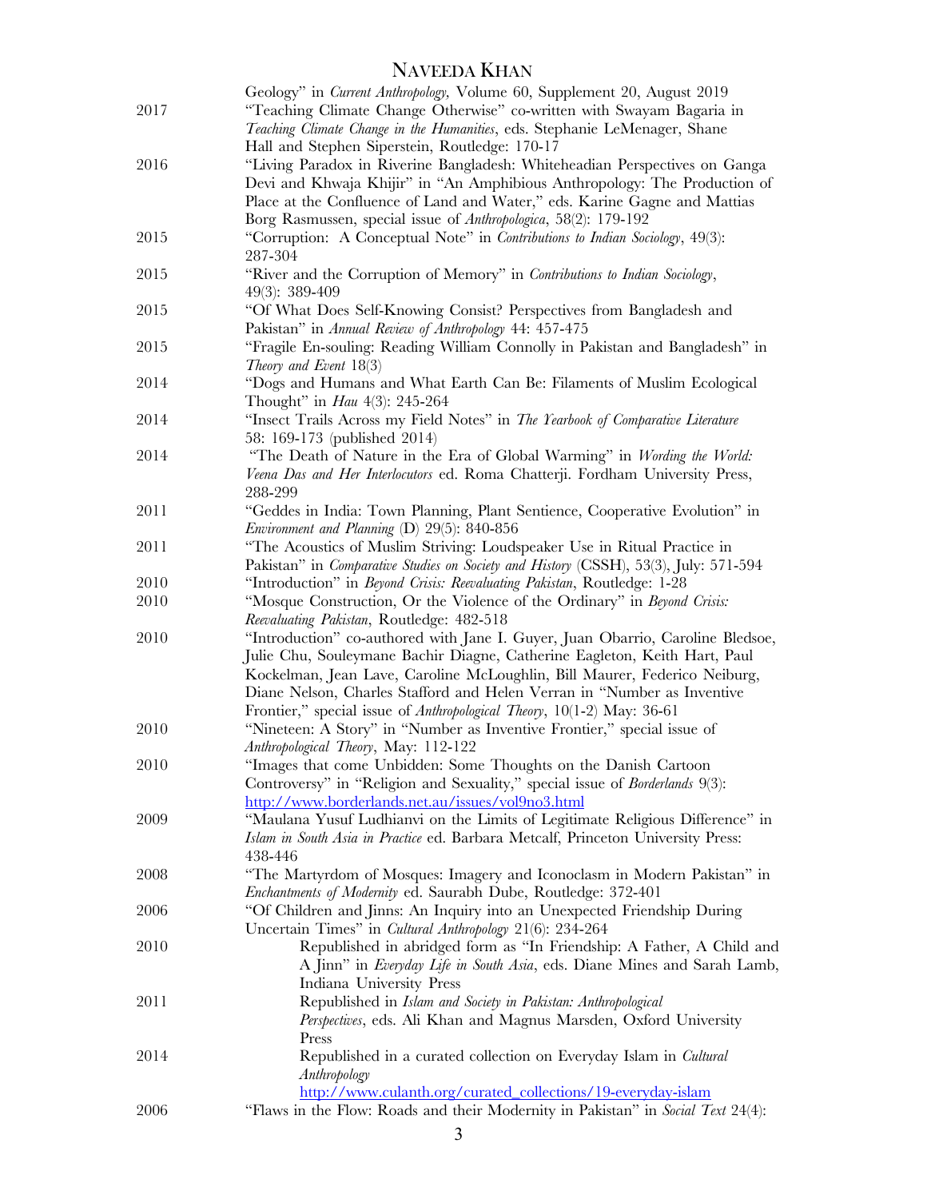Geology" in *Current Anthropology*, Volume 60, Supplement 20, August 2019

2017 "Teaching Climate Change Otherwise" co-written with Swayam Bagaria in *Teaching Climate Change in the Humanities*, eds. Stephanie LeMenager, Shane Hall and Stephen Siperstein, Routledge: 170-17

2016 "Living Paradox in Riverine Bangladesh: Whiteheadian Perspectives on Ganga Devi and Khwaja Khijir" in "An Amphibious Anthropology: The Production of Place at the Confluence of Land and Water," eds. Karine Gagne and Mattias Borg Rasmussen, special issue of *Anthropologica*, 58(2): 179-192

2015 "Corruption: A Conceptual Note" in *Contributions to Indian Sociology*, 49(3): 287-304

2015 "River and the Corruption of Memory" in *Contributions to Indian Sociology*, 49(3): 389-409

2015 "Of What Does Self-Knowing Consist? Perspectives from Bangladesh and Pakistan" in *Annual Review of Anthropology* 44: 457-475

2015 "Fragile En-souling: Reading William Connolly in Pakistan and Bangladesh" in *Theory and Event* 18(3)

2014 "Dogs and Humans and What Earth Can Be: Filaments of Muslim Ecological Thought" in *Hau* 4(3): 245-264

2014 "Insect Trails Across my Field Notes" in *The Yearbook of Comparative Literature* 58: 169-173 (published 2014)

2014 "The Death of Nature in the Era of Global Warming" in *Wording the World: Veena Das and Her Interlocutors* ed. Roma Chatterji. Fordham University Press, 288-299

2011 "Geddes in India: Town Planning, Plant Sentience, Cooperative Evolution" in *Environment and Planning* (D) 29(5): 840-856

2011 "The Acoustics of Muslim Striving: Loudspeaker Use in Ritual Practice in Pakistan" in *Comparative Studies on Society and History* (CSSH), 53(3), July: 571-594

2010 "Introduction" in *Beyond Crisis: Reevaluating Pakistan*, Routledge: 1-28

2010 "Mosque Construction, Or the Violence of the Ordinary" in *Beyond Crisis: Reevaluating Pakistan*, Routledge: 482-518

2010 "Introduction" co-authored with Jane I. Guyer, Juan Obarrio, Caroline Bledsoe, Julie Chu, Souleymane Bachir Diagne, Catherine Eagleton, Keith Hart, Paul Kockelman, Jean Lave, Caroline McLoughlin, Bill Maurer, Federico Neiburg, Diane Nelson, Charles Stafford and Helen Verran in "Number as Inventive Frontier," special issue of *Anthropological Theory*, 10(1-2) May: 36-61

2010 "Nineteen: A Story" in "Number as Inventive Frontier," special issue of *Anthropological Theory*, May: 112-122

2010 "Images that come Unbidden: Some Thoughts on the Danish Cartoon Controversy" in "Religion and Sexuality," special issue of *Borderlands* 9(3): http://www.borderlands.net.au/issues/vol9no3.html

2009 "Maulana Yusuf Ludhianvi on the Limits of Legitimate Religious Difference" in *Islam in South Asia in Practice* ed. Barbara Metcalf, Princeton University Press: 438-446

2008 "The Martyrdom of Mosques: Imagery and Iconoclasm in Modern Pakistan" in *Enchantments of Modernity* ed. Saurabh Dube, Routledge: 372-401

2006 "Of Children and Jinns: An Inquiry into an Unexpected Friendship During Uncertain Times" in *Cultural Anthropology* 21(6): 234-264

- 2010 Republished in abridged form as "In Friendship: A Father, A Child and A Jinn" in *Everyday Life in South Asia*, eds. Diane Mines and Sarah Lamb, Indiana University Press
- 2011 Republished in *Islam and Society in Pakistan: Anthropological Perspectives*, eds. Ali Khan and Magnus Marsden, Oxford University Press
- 2014 Republished in a curated collection on Everyday Islam in *Cultural Anthropology* http://www.culanth.org/curated_collections/19-everyday-islam

2006 "Flaws in the Flow: Roads and their Modernity in Pakistan" in *Social Text* 24(4):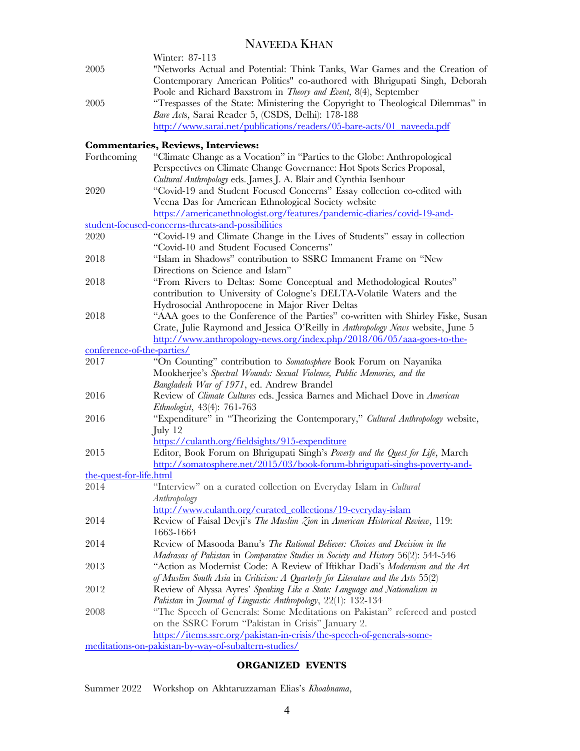Winter: 87-113

2005 "Networks Actual and Potential: Think Tanks, War Games and the Creation of Contemporary American Politics" co-authored with Bhrigupati Singh, Deborah Poole and Richard Baxstrom in *Theory and Event*, 8(4), September

2005 "Trespasses of the State: Ministering the Copyright to Theological Dilemmas" in *Bare Acts*, Sarai Reader 5, (CSDS, Delhi): 178-188 http://www.sarai.net/publications/readers/05-bare-acts/01_naveeda.pdf

**Commentaries, Reviews, Interviews:**

Forthcoming "Climate Change as a Vocation" in "Parties to the Globe: Anthropological Perspectives on Climate Change Governance: Hot Spots Series Proposal, *Cultural Anthropology* eds. James J. A. Blair and Cynthia Isenhour

2020 "Covid-19 and Student Focused Concerns" Essay collection co-edited with Veena Das for American Ethnological Society website https://americanethnologist.org/features/pandemic-diaries/covid-19-and-student-focused-concerns-threats-and-possibilities

2020 "Covid-19 and Climate Change in the Lives of Students" essay in collection "Covid-10 and Student Focused Concerns"

2018 "Islam in Shadows" contribution to SSRC Immanent Frame on "New Directions on Science and Islam"

2018 "From Rivers to Deltas: Some Conceptual and Methodological Routes" contribution to University of Cologne's DELTA-Volatile Waters and the Hydrosocial Anthropocene in Major River Deltas

2018 "AAA goes to the Conference of the Parties" co-written with Shirley Fiske, Susan Crate, Julie Raymond and Jessica O'Reilly in *Anthropology News* website, June 5 http://www.anthropology-news.org/index.php/2018/06/05/aaa-goes-to-the-conference-of-the-parties/

2017 "On Counting" contribution to *Somatosphere* Book Forum on Nayanika Mookherjee's *Spectral Wounds: Sexual Violence, Public Memories, and the Bangladesh War of 1971*, ed. Andrew Brandel

2016 Review of *Climate Cultures* eds. Jessica Barnes and Michael Dove in *American Ethnologist*, 43(4): 761-763

2016 "Expenditure" in "Theorizing the Contemporary," *Cultural Anthropology* website, July 12 https://culanth.org/fieldsights/915-expenditure

2015 Editor, Book Forum on Bhrigupati Singh's *Poverty and the Quest for Life*, March http://somatosphere.net/2015/03/book-forum-bhrigupati-singhs-poverty-and-the-quest-for-life.html

2014 "Interview" on a curated collection on Everyday Islam in *Cultural Anthropology* http://www.culanth.org/curated_collections/19-everyday-islam

2014 Review of Faisal Devji's *The Muslim Zion* in *American Historical Review*, 119: 1663-1664

2014 Review of Masooda Banu's *The Rational Believer: Choices and Decision in the Madrasas of Pakistan* in *Comparative Studies in Society and History* 56(2): 544-546

2013 "Action as Modernist Code: A Review of Iftikhar Dadi's *Modernism and the Art of Muslim South Asia* in *Criticism: A Quarterly for Literature and the Arts* 55(2)

2012 Review of Alyssa Ayres' *Speaking Like a State: Language and Nationalism in Pakistan* in *Journal of Linguistic Anthropology*, 22(1): 132-134

2008 "The Speech of Generals: Some Meditations on Pakistan" refereed and posted on the SSRC Forum "Pakistan in Crisis" January 2. https://items.ssrc.org/pakistan-in-crisis/the-speech-of-generals-some-meditations-on-pakistan-by-way-of-subaltern-studies/

## ORGANIZED EVENTS

Summer 2022 Workshop on Akhtaruzzaman Elias's *Khoabnama*,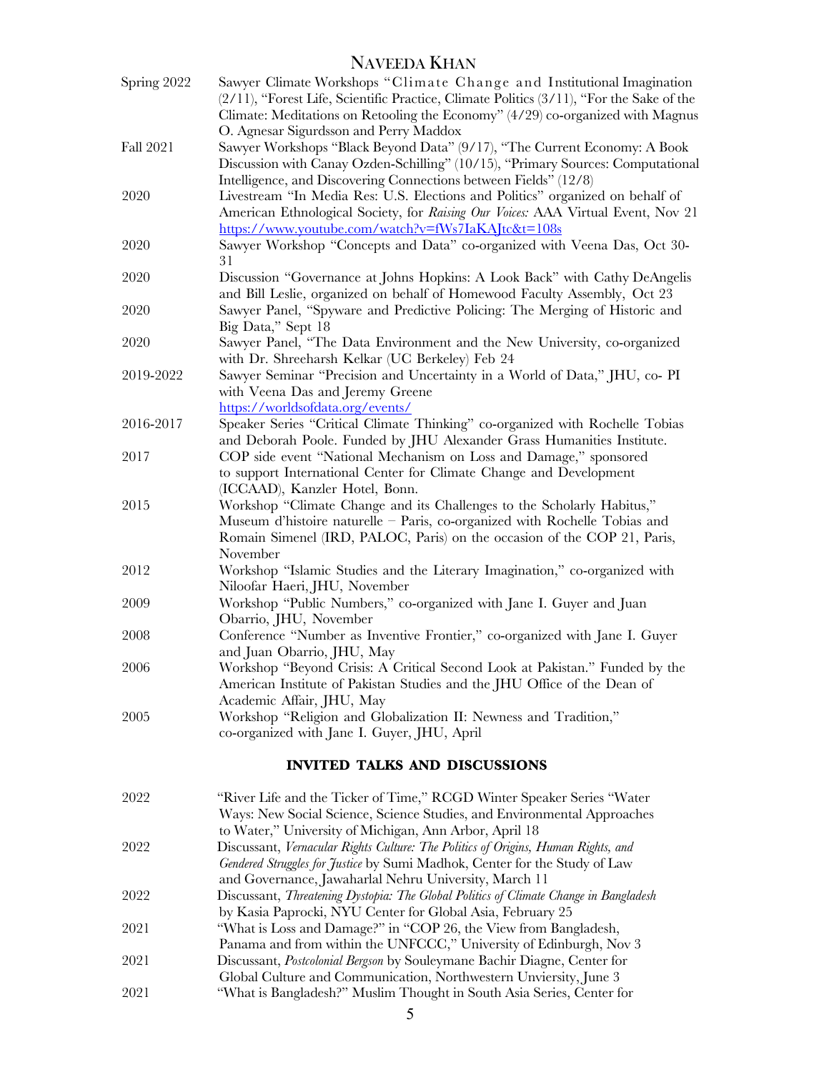| | |
|---|---|
| Spring 2022 | Sawyer Climate Workshops "Climate Change and Institutional Imagination (2/11), "Forest Life, Scientific Practice, Climate Politics (3/11), "For the Sake of the Climate: Meditations on Retooling the Economy" (4/29) co-organized with Magnus O. Agnesar Sigurdsson and Perry Maddox |
| Fall 2021 | Sawyer Workshops "Black Beyond Data" (9/17), "The Current Economy: A Book Discussion with Canay Ozden-Schilling" (10/15), "Primary Sources: Computational Intelligence, and Discovering Connections between Fields" (12/8) |
| 2020 | Livestream "In Media Res: U.S. Elections and Politics" organized on behalf of American Ethnological Society, for *Raising Our Voices:* AAA Virtual Event, Nov 21 https://www.youtube.com/watch?v=fWs7IaKAJtc&t=108s |
| 2020 | Sawyer Workshop "Concepts and Data" co-organized with Veena Das, Oct 30-31 |
| 2020 | Discussion "Governance at Johns Hopkins: A Look Back" with Cathy DeAngelis and Bill Leslie, organized on behalf of Homewood Faculty Assembly, Oct 23 |
| 2020 | Sawyer Panel, "Spyware and Predictive Policing: The Merging of Historic and Big Data," Sept 18 |
| 2020 | Sawyer Panel, "The Data Environment and the New University, co-organized with Dr. Shreeharsh Kelkar (UC Berkeley) Feb 24 |
| 2019-2022 | Sawyer Seminar "Precision and Uncertainty in a World of Data," JHU, co- PI with Veena Das and Jeremy Greene https://worldsofdata.org/events/ |
| 2016-2017 | Speaker Series "Critical Climate Thinking" co-organized with Rochelle Tobias and Deborah Poole. Funded by JHU Alexander Grass Humanities Institute. |
| 2017 | COP side event "National Mechanism on Loss and Damage," sponsored to support International Center for Climate Change and Development (ICCAAD), Kanzler Hotel, Bonn. |
| 2015 | Workshop "Climate Change and its Challenges to the Scholarly Habitus," Museum d'histoire naturelle – Paris, co-organized with Rochelle Tobias and Romain Simenel (IRD, PALOC, Paris) on the occasion of the COP 21, Paris, November |
| 2012 | Workshop "Islamic Studies and the Literary Imagination," co-organized with Niloofar Haeri, JHU, November |
| 2009 | Workshop "Public Numbers," co-organized with Jane I. Guyer and Juan Obarrio, JHU, November |
| 2008 | Conference "Number as Inventive Frontier," co-organized with Jane I. Guyer and Juan Obarrio, JHU, May |
| 2006 | Workshop "Beyond Crisis: A Critical Second Look at Pakistan." Funded by the American Institute of Pakistan Studies and the JHU Office of the Dean of Academic Affair, JHU, May |
| 2005 | Workshop "Religion and Globalization II: Newness and Tradition," co-organized with Jane I. Guyer, JHU, April |

## INVITED TALKS AND DISCUSSIONS

| | |
|---|---|
| 2022 | "River Life and the Ticker of Time," RCGD Winter Speaker Series "Water Ways: New Social Science, Science Studies, and Environmental Approaches to Water," University of Michigan, Ann Arbor, April 18 |
| 2022 | Discussant, *Vernacular Rights Culture: The Politics of Origins, Human Rights, and Gendered Struggles for Justice* by Sumi Madhok, Center for the Study of Law and Governance, Jawaharlal Nehru University, March 11 |
| 2022 | Discussant, *Threatening Dystopia: The Global Politics of Climate Change in Bangladesh* by Kasia Paprocki, NYU Center for Global Asia, February 25 |
| 2021 | "What is Loss and Damage?" in "COP 26, the View from Bangladesh, Panama and from within the UNFCCC," University of Edinburgh, Nov 3 |
| 2021 | Discussant, *Postcolonial Bergson* by Souleymane Bachir Diagne, Center for Global Culture and Communication, Northwestern Unviersity, June 3 |
| 2021 | "What is Bangladesh?" Muslim Thought in South Asia Series, Center for |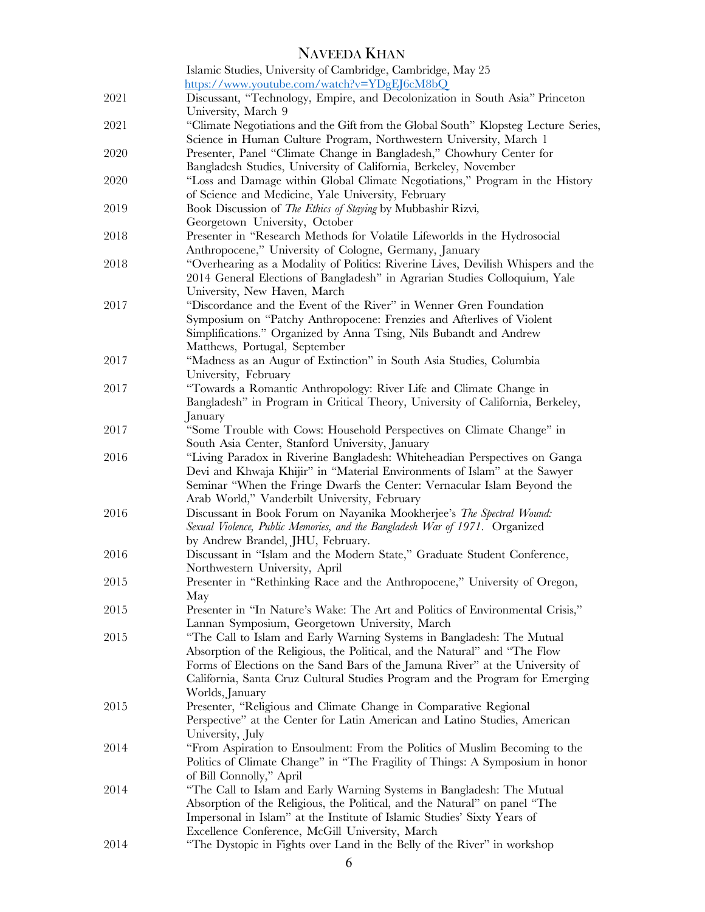Islamic Studies, University of Cambridge, Cambridge, May 25
https://www.youtube.com/watch?v=YDgEJ6cM8bQ

2021 Discussant, "Technology, Empire, and Decolonization in South Asia" Princeton University, March 9

2021 "Climate Negotiations and the Gift from the Global South" Klopsteg Lecture Series, Science in Human Culture Program, Northwestern University, March 1

2020 Presenter, Panel "Climate Change in Bangladesh," Chowhury Center for Bangladesh Studies, University of California, Berkeley, November

2020 "Loss and Damage within Global Climate Negotiations," Program in the History of Science and Medicine, Yale University, February

2019 Book Discussion of *The Ethics of Staying* by Mubbashir Rizvi, Georgetown University, October

2018 Presenter in "Research Methods for Volatile Lifeworlds in the Hydrosocial Anthropocene," University of Cologne, Germany, January

2018 "Overhearing as a Modality of Politics: Riverine Lives, Devilish Whispers and the 2014 General Elections of Bangladesh" in Agrarian Studies Colloquium, Yale University, New Haven, March

2017 "Discordance and the Event of the River" in Wenner Gren Foundation Symposium on "Patchy Anthropocene: Frenzies and Afterlives of Violent Simplifications." Organized by Anna Tsing, Nils Bubandt and Andrew Matthews, Portugal, September

2017 "Madness as an Augur of Extinction" in South Asia Studies, Columbia University, February

2017 "Towards a Romantic Anthropology: River Life and Climate Change in Bangladesh" in Program in Critical Theory, University of California, Berkeley, January

2017 "Some Trouble with Cows: Household Perspectives on Climate Change" in South Asia Center, Stanford University, January

2016 "Living Paradox in Riverine Bangladesh: Whiteheadian Perspectives on Ganga Devi and Khwaja Khijir" in "Material Environments of Islam" at the Sawyer Seminar "When the Fringe Dwarfs the Center: Vernacular Islam Beyond the Arab World," Vanderbilt University, February

2016 Discussant in Book Forum on Nayanika Mookherjee's *The Spectral Wound: Sexual Violence, Public Memories, and the Bangladesh War of 1971*. Organized by Andrew Brandel, JHU, February.

2016 Discussant in "Islam and the Modern State," Graduate Student Conference, Northwestern University, April

2015 Presenter in "Rethinking Race and the Anthropocene," University of Oregon, May

2015 Presenter in "In Nature's Wake: The Art and Politics of Environmental Crisis," Lannan Symposium, Georgetown University, March

2015 "The Call to Islam and Early Warning Systems in Bangladesh: The Mutual Absorption of the Religious, the Political, and the Natural" and "The Flow Forms of Elections on the Sand Bars of the Jamuna River" at the University of California, Santa Cruz Cultural Studies Program and the Program for Emerging Worlds, January

2015 Presenter, "Religious and Climate Change in Comparative Regional Perspective" at the Center for Latin American and Latino Studies, American University, July

2014 "From Aspiration to Ensoulment: From the Politics of Muslim Becoming to the Politics of Climate Change" in "The Fragility of Things: A Symposium in honor of Bill Connolly," April

2014 "The Call to Islam and Early Warning Systems in Bangladesh: The Mutual Absorption of the Religious, the Political, and the Natural" on panel "The Impersonal in Islam" at the Institute of Islamic Studies' Sixty Years of Excellence Conference, McGill University, March

2014 "The Dystopic in Fights over Land in the Belly of the River" in workshop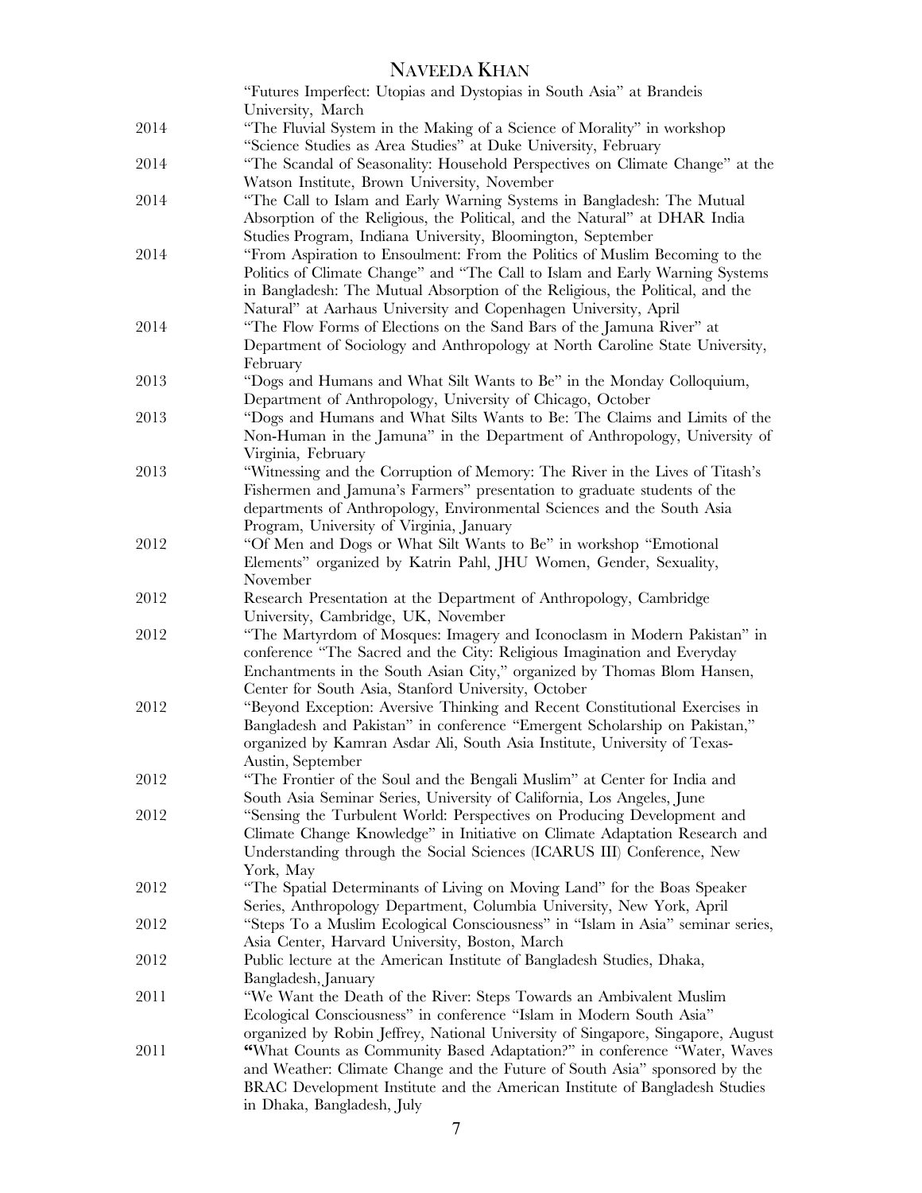"Futures Imperfect: Utopias and Dystopias in South Asia" at Brandeis University, March

2014 "The Fluvial System in the Making of a Science of Morality" in workshop "Science Studies as Area Studies" at Duke University, February

2014 "The Scandal of Seasonality: Household Perspectives on Climate Change" at the Watson Institute, Brown University, November

2014 "The Call to Islam and Early Warning Systems in Bangladesh: The Mutual Absorption of the Religious, the Political, and the Natural" at DHAR India Studies Program, Indiana University, Bloomington, September

2014 "From Aspiration to Ensoulment: From the Politics of Muslim Becoming to the Politics of Climate Change" and "The Call to Islam and Early Warning Systems in Bangladesh: The Mutual Absorption of the Religious, the Political, and the Natural" at Aarhaus University and Copenhagen University, April

2014 "The Flow Forms of Elections on the Sand Bars of the Jamuna River" at Department of Sociology and Anthropology at North Caroline State University, February

2013 "Dogs and Humans and What Silt Wants to Be" in the Monday Colloquium, Department of Anthropology, University of Chicago, October

2013 "Dogs and Humans and What Silts Wants to Be: The Claims and Limits of the Non-Human in the Jamuna" in the Department of Anthropology, University of Virginia, February

2013 "Witnessing and the Corruption of Memory: The River in the Lives of Titash's Fishermen and Jamuna's Farmers" presentation to graduate students of the departments of Anthropology, Environmental Sciences and the South Asia Program, University of Virginia, January

2012 "Of Men and Dogs or What Silt Wants to Be" in workshop "Emotional Elements" organized by Katrin Pahl, JHU Women, Gender, Sexuality, November

2012 Research Presentation at the Department of Anthropology, Cambridge University, Cambridge, UK, November

2012 "The Martyrdom of Mosques: Imagery and Iconoclasm in Modern Pakistan" in conference "The Sacred and the City: Religious Imagination and Everyday Enchantments in the South Asian City," organized by Thomas Blom Hansen, Center for South Asia, Stanford University, October

2012 "Beyond Exception: Aversive Thinking and Recent Constitutional Exercises in Bangladesh and Pakistan" in conference "Emergent Scholarship on Pakistan," organized by Kamran Asdar Ali, South Asia Institute, University of Texas-Austin, September

2012 "The Frontier of the Soul and the Bengali Muslim" at Center for India and South Asia Seminar Series, University of California, Los Angeles, June

2012 "Sensing the Turbulent World: Perspectives on Producing Development and Climate Change Knowledge" in Initiative on Climate Adaptation Research and Understanding through the Social Sciences (ICARUS III) Conference, New York, May

2012 "The Spatial Determinants of Living on Moving Land" for the Boas Speaker Series, Anthropology Department, Columbia University, New York, April

2012 "Steps To a Muslim Ecological Consciousness" in "Islam in Asia" seminar series, Asia Center, Harvard University, Boston, March

2012 Public lecture at the American Institute of Bangladesh Studies, Dhaka, Bangladesh, January

2011 "We Want the Death of the River: Steps Towards an Ambivalent Muslim Ecological Consciousness" in conference "Islam in Modern South Asia" organized by Robin Jeffrey, National University of Singapore, Singapore, August

2011 "What Counts as Community Based Adaptation?" in conference "Water, Waves and Weather: Climate Change and the Future of South Asia" sponsored by the BRAC Development Institute and the American Institute of Bangladesh Studies in Dhaka, Bangladesh, July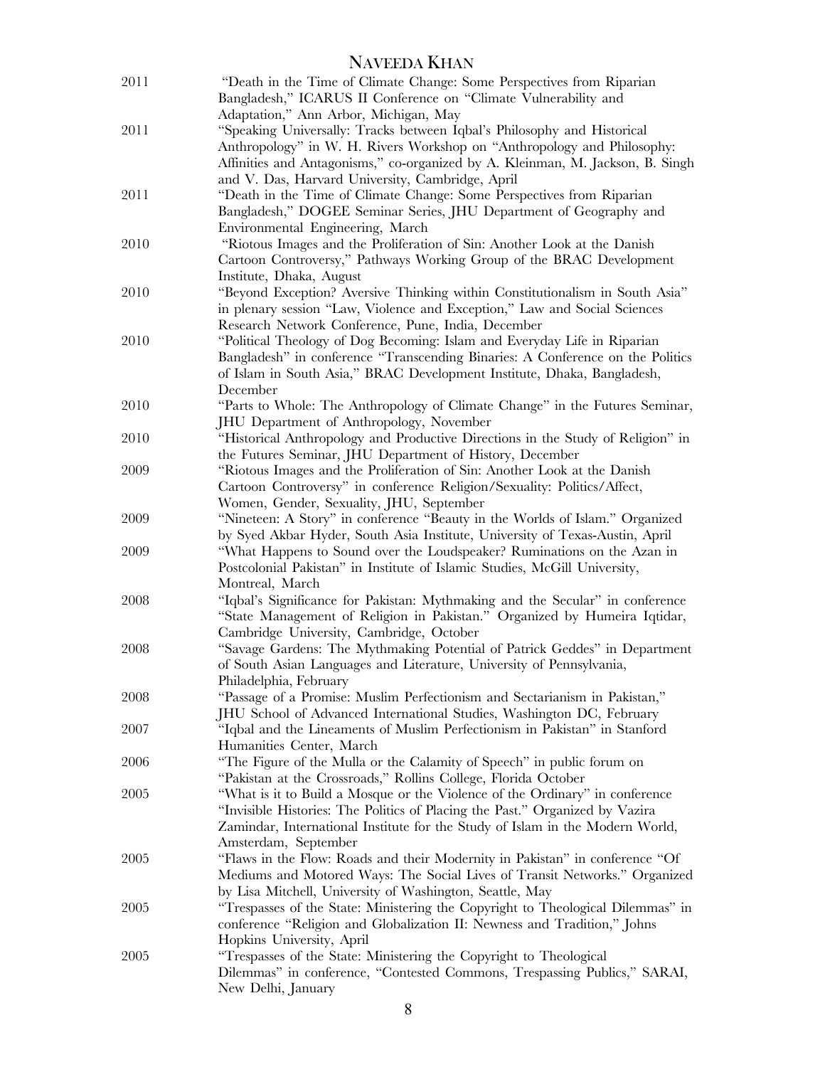2011 "Death in the Time of Climate Change: Some Perspectives from Riparian Bangladesh," ICARUS II Conference on "Climate Vulnerability and Adaptation," Ann Arbor, Michigan, May

2011 "Speaking Universally: Tracks between Iqbal's Philosophy and Historical Anthropology" in W. H. Rivers Workshop on "Anthropology and Philosophy: Affinities and Antagonisms," co-organized by A. Kleinman, M. Jackson, B. Singh and V. Das, Harvard University, Cambridge, April

2011 "Death in the Time of Climate Change: Some Perspectives from Riparian Bangladesh," DOGEE Seminar Series, JHU Department of Geography and Environmental Engineering, March

2010 "Riotous Images and the Proliferation of Sin: Another Look at the Danish Cartoon Controversy," Pathways Working Group of the BRAC Development Institute, Dhaka, August

2010 "Beyond Exception? Aversive Thinking within Constitutionalism in South Asia" in plenary session "Law, Violence and Exception," Law and Social Sciences Research Network Conference, Pune, India, December

2010 "Political Theology of Dog Becoming: Islam and Everyday Life in Riparian Bangladesh" in conference "Transcending Binaries: A Conference on the Politics of Islam in South Asia," BRAC Development Institute, Dhaka, Bangladesh, December

2010 "Parts to Whole: The Anthropology of Climate Change" in the Futures Seminar, JHU Department of Anthropology, November

2010 "Historical Anthropology and Productive Directions in the Study of Religion" in the Futures Seminar, JHU Department of History, December

2009 "Riotous Images and the Proliferation of Sin: Another Look at the Danish Cartoon Controversy" in conference Religion/Sexuality: Politics/Affect, Women, Gender, Sexuality, JHU, September

2009 "Nineteen: A Story" in conference "Beauty in the Worlds of Islam." Organized by Syed Akbar Hyder, South Asia Institute, University of Texas-Austin, April

2009 "What Happens to Sound over the Loudspeaker? Ruminations on the Azan in Postcolonial Pakistan" in Institute of Islamic Studies, McGill University, Montreal, March

2008 "Iqbal's Significance for Pakistan: Mythmaking and the Secular" in conference "State Management of Religion in Pakistan." Organized by Humeira Iqtidar, Cambridge University, Cambridge, October

2008 "Savage Gardens: The Mythmaking Potential of Patrick Geddes" in Department of South Asian Languages and Literature, University of Pennsylvania, Philadelphia, February

2008 "Passage of a Promise: Muslim Perfectionism and Sectarianism in Pakistan," JHU School of Advanced International Studies, Washington DC, February

2007 "Iqbal and the Lineaments of Muslim Perfectionism in Pakistan" in Stanford Humanities Center, March

2006 "The Figure of the Mulla or the Calamity of Speech" in public forum on "Pakistan at the Crossroads," Rollins College, Florida October

2005 "What is it to Build a Mosque or the Violence of the Ordinary" in conference "Invisible Histories: The Politics of Placing the Past." Organized by Vazira Zamindar, International Institute for the Study of Islam in the Modern World, Amsterdam, September

2005 "Flaws in the Flow: Roads and their Modernity in Pakistan" in conference "Of Mediums and Motored Ways: The Social Lives of Transit Networks." Organized by Lisa Mitchell, University of Washington, Seattle, May

2005 "Trespasses of the State: Ministering the Copyright to Theological Dilemmas" in conference "Religion and Globalization II: Newness and Tradition," Johns Hopkins University, April

2005 "Trespasses of the State: Ministering the Copyright to Theological Dilemmas" in conference, "Contested Commons, Trespassing Publics," SARAI, New Delhi, January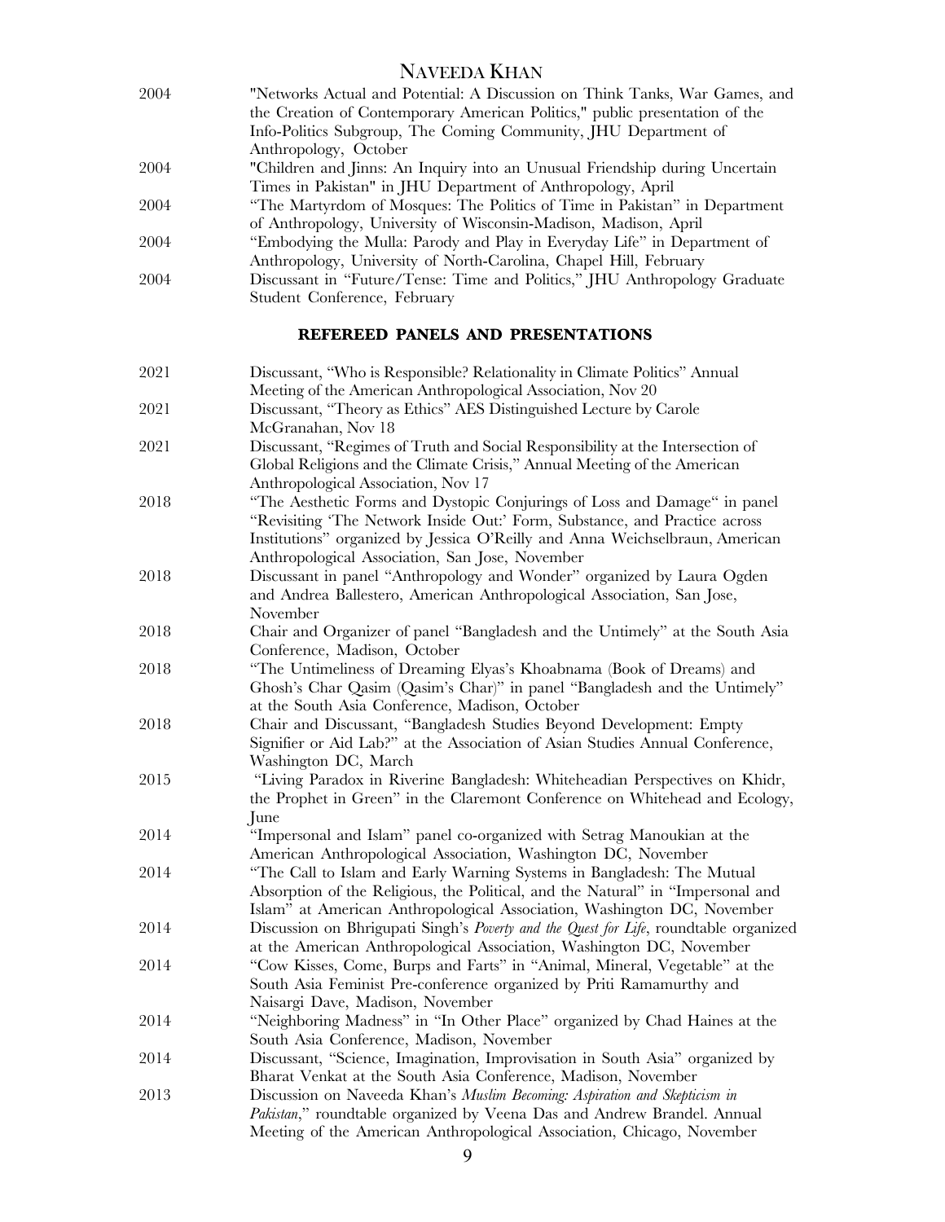| | |
|---|---|
| 2004 | "Networks Actual and Potential: A Discussion on Think Tanks, War Games, and the Creation of Contemporary American Politics," public presentation of the Info-Politics Subgroup, The Coming Community, JHU Department of Anthropology, October |
| 2004 | "Children and Jinns: An Inquiry into an Unusual Friendship during Uncertain Times in Pakistan" in JHU Department of Anthropology, April |
| 2004 | "The Martyrdom of Mosques: The Politics of Time in Pakistan" in Department of Anthropology, University of Wisconsin-Madison, Madison, April |
| 2004 | "Embodying the Mulla: Parody and Play in Everyday Life" in Department of Anthropology, University of North-Carolina, Chapel Hill, February |
| 2004 | Discussant in "Future/Tense: Time and Politics," JHU Anthropology Graduate Student Conference, February |

## REFEREED PANELS AND PRESENTATIONS

| | |
|---|---|
| 2021 | Discussant, "Who is Responsible? Relationality in Climate Politics" Annual Meeting of the American Anthropological Association, Nov 20 |
| 2021 | Discussant, "Theory as Ethics" AES Distinguished Lecture by Carole McGranahan, Nov 18 |
| 2021 | Discussant, "Regimes of Truth and Social Responsibility at the Intersection of Global Religions and the Climate Crisis," Annual Meeting of the American Anthropological Association, Nov 17 |
| 2018 | "The Aesthetic Forms and Dystopic Conjurings of Loss and Damage" in panel "Revisiting 'The Network Inside Out:' Form, Substance, and Practice across Institutions" organized by Jessica O'Reilly and Anna Weichselbraun, American Anthropological Association, San Jose, November |
| 2018 | Discussant in panel "Anthropology and Wonder" organized by Laura Ogden and Andrea Ballestero, American Anthropological Association, San Jose, November |
| 2018 | Chair and Organizer of panel "Bangladesh and the Untimely" at the South Asia Conference, Madison, October |
| 2018 | "The Untimeliness of Dreaming Elyas's Khoabnama (Book of Dreams) and Ghosh's Char Qasim (Qasim's Char)" in panel "Bangladesh and the Untimely" at the South Asia Conference, Madison, October |
| 2018 | Chair and Discussant, "Bangladesh Studies Beyond Development: Empty Signifier or Aid Lab?" at the Association of Asian Studies Annual Conference, Washington DC, March |
| 2015 | "Living Paradox in Riverine Bangladesh: Whiteheadian Perspectives on Khidr, the Prophet in Green" in the Claremont Conference on Whitehead and Ecology, June |
| 2014 | "Impersonal and Islam" panel co-organized with Setrag Manoukian at the American Anthropological Association, Washington DC, November |
| 2014 | "The Call to Islam and Early Warning Systems in Bangladesh: The Mutual Absorption of the Religious, the Political, and the Natural" in "Impersonal and Islam" at American Anthropological Association, Washington DC, November |
| 2014 | Discussion on Bhrigupati Singh's *Poverty and the Quest for Life*, roundtable organized at the American Anthropological Association, Washington DC, November |
| 2014 | "Cow Kisses, Come, Burps and Farts" in "Animal, Mineral, Vegetable" at the South Asia Feminist Pre-conference organized by Priti Ramamurthy and Naisargi Dave, Madison, November |
| 2014 | "Neighboring Madness" in "In Other Place" organized by Chad Haines at the South Asia Conference, Madison, November |
| 2014 | Discussant, "Science, Imagination, Improvisation in South Asia" organized by Bharat Venkat at the South Asia Conference, Madison, November |
| 2013 | Discussion on Naveeda Khan's *Muslim Becoming: Aspiration and Skepticism in Pakistan*," roundtable organized by Veena Das and Andrew Brandel. Annual Meeting of the American Anthropological Association, Chicago, November |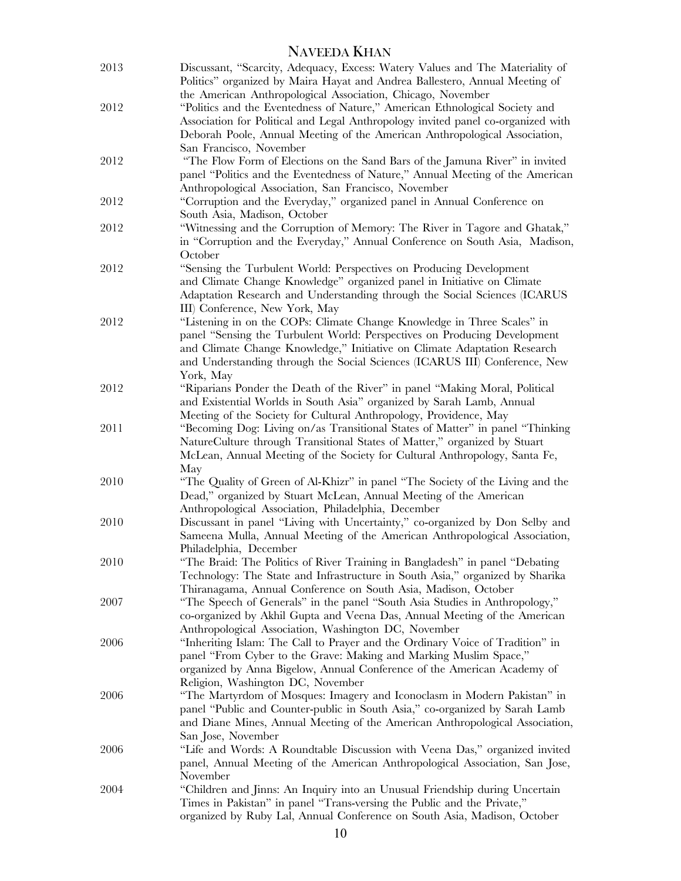2013 Discussant, "Scarcity, Adequacy, Excess: Watery Values and The Materiality of Politics" organized by Maira Hayat and Andrea Ballestero, Annual Meeting of the American Anthropological Association, Chicago, November

2012 "Politics and the Eventedness of Nature," American Ethnological Society and Association for Political and Legal Anthropology invited panel co-organized with Deborah Poole, Annual Meeting of the American Anthropological Association, San Francisco, November

2012 "The Flow Form of Elections on the Sand Bars of the Jamuna River" in invited panel "Politics and the Eventedness of Nature," Annual Meeting of the American Anthropological Association, San Francisco, November

2012 "Corruption and the Everyday," organized panel in Annual Conference on South Asia, Madison, October

2012 "Witnessing and the Corruption of Memory: The River in Tagore and Ghatak," in "Corruption and the Everyday," Annual Conference on South Asia, Madison, October

2012 "Sensing the Turbulent World: Perspectives on Producing Development and Climate Change Knowledge" organized panel in Initiative on Climate Adaptation Research and Understanding through the Social Sciences (ICARUS III) Conference, New York, May

2012 "Listening in on the COPs: Climate Change Knowledge in Three Scales" in panel "Sensing the Turbulent World: Perspectives on Producing Development and Climate Change Knowledge," Initiative on Climate Adaptation Research and Understanding through the Social Sciences (ICARUS III) Conference, New York, May

2012 "Riparians Ponder the Death of the River" in panel "Making Moral, Political and Existential Worlds in South Asia" organized by Sarah Lamb, Annual Meeting of the Society for Cultural Anthropology, Providence, May

2011 "Becoming Dog: Living on/as Transitional States of Matter" in panel "Thinking NatureCulture through Transitional States of Matter," organized by Stuart McLean, Annual Meeting of the Society for Cultural Anthropology, Santa Fe, May

2010 "The Quality of Green of Al-Khizr" in panel "The Society of the Living and the Dead," organized by Stuart McLean, Annual Meeting of the American Anthropological Association, Philadelphia, December

2010 Discussant in panel "Living with Uncertainty," co-organized by Don Selby and Sameena Mulla, Annual Meeting of the American Anthropological Association, Philadelphia, December

2010 "The Braid: The Politics of River Training in Bangladesh" in panel "Debating Technology: The State and Infrastructure in South Asia," organized by Sharika Thiranagama, Annual Conference on South Asia, Madison, October

2007 "The Speech of Generals" in the panel "South Asia Studies in Anthropology," co-organized by Akhil Gupta and Veena Das, Annual Meeting of the American Anthropological Association, Washington DC, November

2006 "Inheriting Islam: The Call to Prayer and the Ordinary Voice of Tradition" in panel "From Cyber to the Grave: Making and Marking Muslim Space," organized by Anna Bigelow, Annual Conference of the American Academy of Religion, Washington DC, November

2006 "The Martyrdom of Mosques: Imagery and Iconoclasm in Modern Pakistan" in panel "Public and Counter-public in South Asia," co-organized by Sarah Lamb and Diane Mines, Annual Meeting of the American Anthropological Association, San Jose, November

2006 "Life and Words: A Roundtable Discussion with Veena Das," organized invited panel, Annual Meeting of the American Anthropological Association, San Jose, November

2004 "Children and Jinns: An Inquiry into an Unusual Friendship during Uncertain Times in Pakistan" in panel "Trans-versing the Public and the Private," organized by Ruby Lal, Annual Conference on South Asia, Madison, October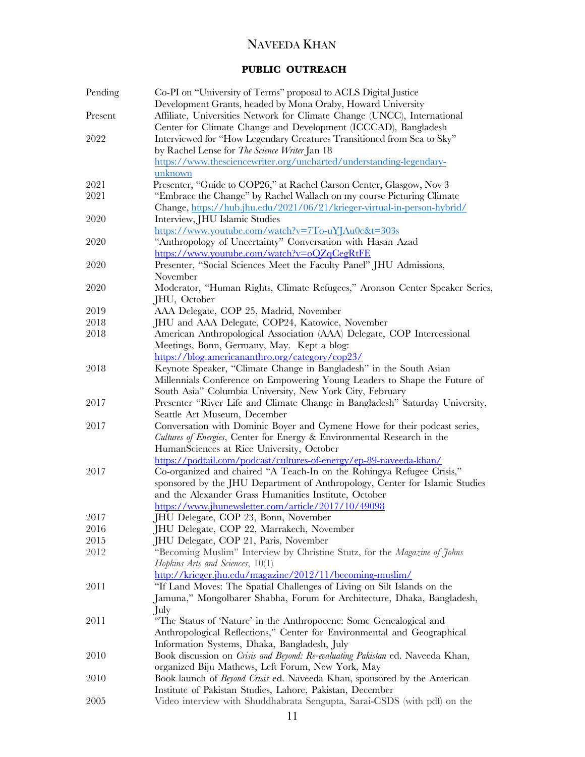# NAVEEDA KHAN

## PUBLIC OUTREACH

| | |
|---|---|
| Pending | Co-PI on "University of Terms" proposal to ACLS Digital Justice Development Grants, headed by Mona Oraby, Howard University |
| Present | Affiliate, Universities Network for Climate Change (UNCC), International Center for Climate Change and Development (ICCCAD), Bangladesh |
| 2022 | Interviewed for "How Legendary Creatures Transitioned from Sea to Sky" by Rachel Lense for *The Science Writer* Jan 18 https://www.thesciencewriter.org/uncharted/understanding-legendary-unknown |
| 2021 | Presenter, "Guide to COP26," at Rachel Carson Center, Glasgow, Nov 3 |
| 2021 | "Embrace the Change" by Rachel Wallach on my course Picturing Climate Change, https://hub.jhu.edu/2021/06/21/krieger-virtual-in-person-hybrid/ |
| 2020 | Interview, JHU Islamic Studies https://www.youtube.com/watch?v=7To-uYJAu0c&t=303s |
| 2020 | "Anthropology of Uncertainty" Conversation with Hasan Azad https://www.youtube.com/watch?v=oQZqCegRtFE |
| 2020 | Presenter, "Social Sciences Meet the Faculty Panel" JHU Admissions, November |
| 2020 | Moderator, "Human Rights, Climate Refugees," Aronson Center Speaker Series, JHU, October |
| 2019 | AAA Delegate, COP 25, Madrid, November |
| 2018 | JHU and AAA Delegate, COP24, Katowice, November |
| 2018 | American Anthropological Association (AAA) Delegate, COP Intercessional Meetings, Bonn, Germany, May. Kept a blog: https://blog.americananthro.org/category/cop23/ |
| 2018 | Keynote Speaker, "Climate Change in Bangladesh" in the South Asian Millennials Conference on Empowering Young Leaders to Shape the Future of South Asia" Columbia University, New York City, February |
| 2017 | Presenter "River Life and Climate Change in Bangladesh" Saturday University, Seattle Art Museum, December |
| 2017 | Conversation with Dominic Boyer and Cymene Howe for their podcast series, *Cultures of Energies*, Center for Energy & Environmental Research in the HumanSciences at Rice University, October https://podtail.com/podcast/cultures-of-energy/ep-89-naveeda-khan/ |
| 2017 | Co-organized and chaired "A Teach-In on the Rohingya Refugee Crisis," sponsored by the JHU Department of Anthropology, Center for Islamic Studies and the Alexander Grass Humanities Institute, October https://www.jhunewsletter.com/article/2017/10/49098 |
| 2017 | JHU Delegate, COP 23, Bonn, November |
| 2016 | JHU Delegate, COP 22, Marrakech, November |
| 2015 | JHU Delegate, COP 21, Paris, November |
| 2012 | "Becoming Muslim" Interview by Christine Stutz, for the *Magazine of Johns Hopkins Arts and Sciences*, 10(1) http://krieger.jhu.edu/magazine/2012/11/becoming-muslim/ |
| 2011 | "If Land Moves: The Spatial Challenges of Living on Silt Islands on the Jamuna," Mongolbarer Shabha, Forum for Architecture, Dhaka, Bangladesh, July |
| 2011 | "The Status of 'Nature' in the Anthropocene: Some Genealogical and Anthropological Reflections," Center for Environmental and Geographical Information Systems, Dhaka, Bangladesh, July |
| 2010 | Book discussion on *Crisis and Beyond: Re-evaluating Pakistan* ed. Naveeda Khan, organized Biju Mathews, Left Forum, New York, May |
| 2010 | Book launch of *Beyond Crisis* ed. Naveeda Khan, sponsored by the American Institute of Pakistan Studies, Lahore, Pakistan, December |
| 2005 | Video interview with Shuddhabrata Sengupta, Sarai-CSDS (with pdf) on the |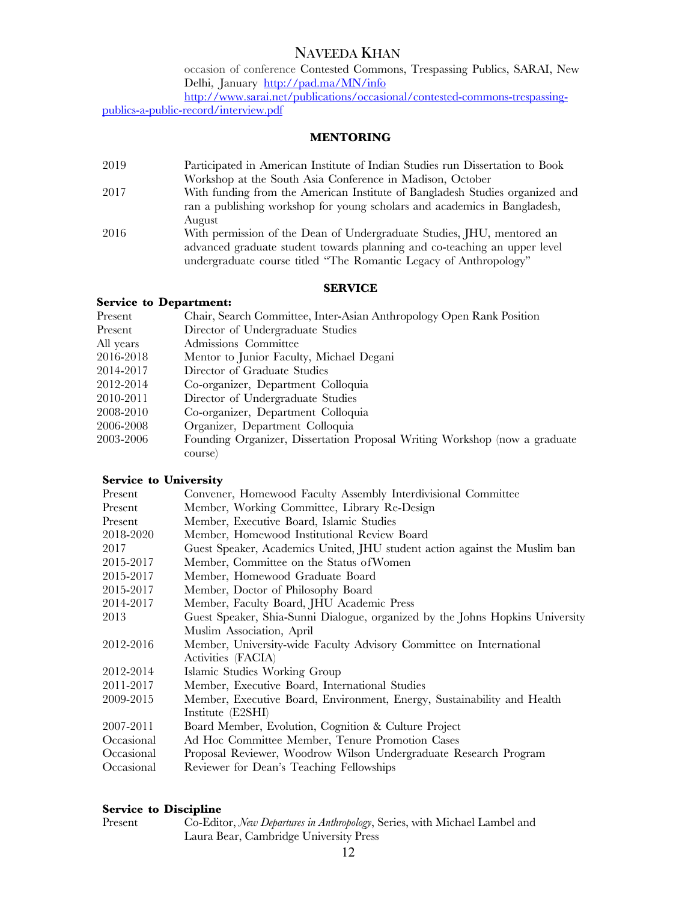occasion of conference Contested Commons, Trespassing Publics, SARAI, New Delhi, January http://pad.ma/MN/info
http://www.sarai.net/publications/occasional/contested-commons-trespassing-publics-a-public-record/interview.pdf

## MENTORING

| | |
|---|---|
| 2019 | Participated in American Institute of Indian Studies run Dissertation to Book Workshop at the South Asia Conference in Madison, October |
| 2017 | With funding from the American Institute of Bangladesh Studies organized and ran a publishing workshop for young scholars and academics in Bangladesh, August |
| 2016 | With permission of the Dean of Undergraduate Studies, JHU, mentored an advanced graduate student towards planning and co-teaching an upper level undergraduate course titled "The Romantic Legacy of Anthropology" |

## SERVICE

**Service to Department:**

| | |
|---|---|
| Present | Chair, Search Committee, Inter-Asian Anthropology Open Rank Position |
| Present | Director of Undergraduate Studies |
| All years | Admissions Committee |
| 2016-2018 | Mentor to Junior Faculty, Michael Degani |
| 2014-2017 | Director of Graduate Studies |
| 2012-2014 | Co-organizer, Department Colloquia |
| 2010-2011 | Director of Undergraduate Studies |
| 2008-2010 | Co-organizer, Department Colloquia |
| 2006-2008 | Organizer, Department Colloquia |
| 2003-2006 | Founding Organizer, Dissertation Proposal Writing Workshop (now a graduate course) |

**Service to University**

| | |
|---|---|
| Present | Convener, Homewood Faculty Assembly Interdivisional Committee |
| Present | Member, Working Committee, Library Re-Design |
| Present | Member, Executive Board, Islamic Studies |
| 2018-2020 | Member, Homewood Institutional Review Board |
| 2017 | Guest Speaker, Academics United, JHU student action against the Muslim ban |
| 2015-2017 | Member, Committee on the Status of Women |
| 2015-2017 | Member, Homewood Graduate Board |
| 2015-2017 | Member, Doctor of Philosophy Board |
| 2014-2017 | Member, Faculty Board, JHU Academic Press |
| 2013 | Guest Speaker, Shia-Sunni Dialogue, organized by the Johns Hopkins University Muslim Association, April |
| 2012-2016 | Member, University-wide Faculty Advisory Committee on International Activities (FACIA) |
| 2012-2014 | Islamic Studies Working Group |
| 2011-2017 | Member, Executive Board, International Studies |
| 2009-2015 | Member, Executive Board, Environment, Energy, Sustainability and Health Institute (E2SHI) |
| 2007-2011 | Board Member, Evolution, Cognition & Culture Project |
| Occasional | Ad Hoc Committee Member, Tenure Promotion Cases |
| Occasional | Proposal Reviewer, Woodrow Wilson Undergraduate Research Program |
| Occasional | Reviewer for Dean's Teaching Fellowships |

**Service to Discipline**

| | |
|---|---|
| Present | Co-Editor, *New Departures in Anthropology*, Series, with Michael Lambel and Laura Bear, Cambridge University Press |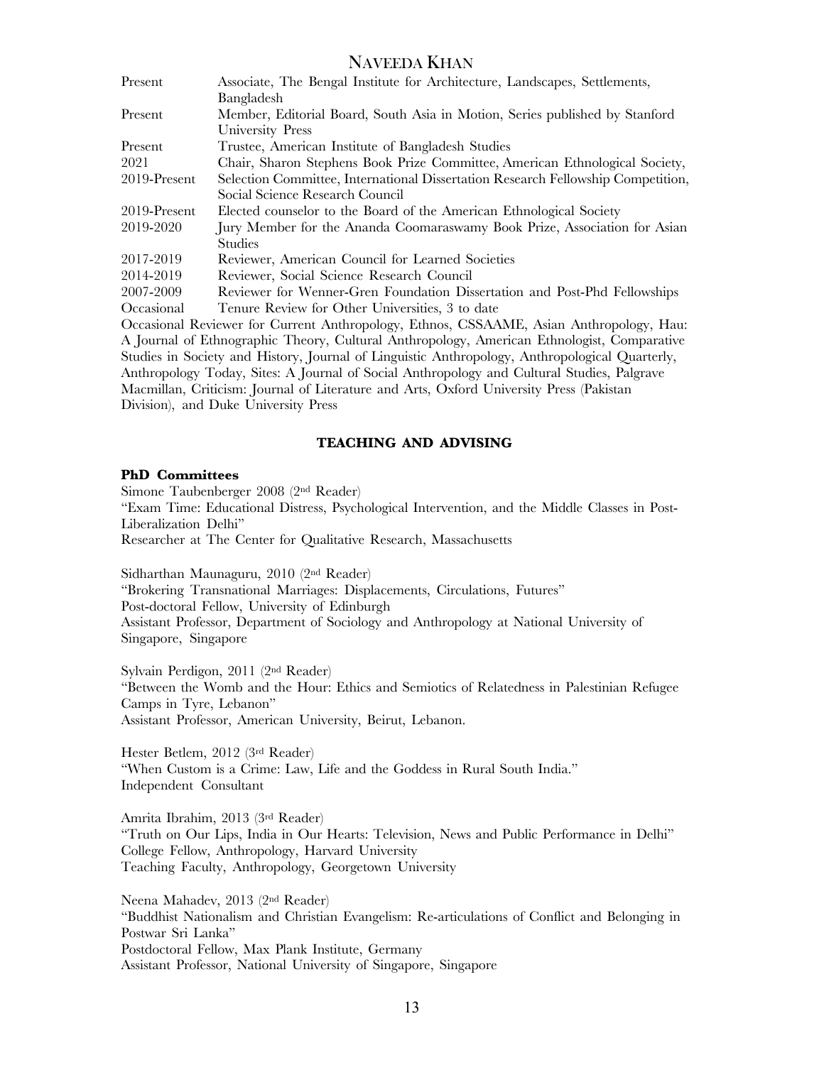| | |
|---|---|
| Present | Associate, The Bengal Institute for Architecture, Landscapes, Settlements, Bangladesh |
| Present | Member, Editorial Board, South Asia in Motion, Series published by Stanford University Press |
| Present | Trustee, American Institute of Bangladesh Studies |
| 2021 | Chair, Sharon Stephens Book Prize Committee, American Ethnological Society, |
| 2019-Present | Selection Committee, International Dissertation Research Fellowship Competition, Social Science Research Council |
| 2019-Present | Elected counselor to the Board of the American Ethnological Society |
| 2019-2020 | Jury Member for the Ananda Coomaraswamy Book Prize, Association for Asian Studies |
| 2017-2019 | Reviewer, American Council for Learned Societies |
| 2014-2019 | Reviewer, Social Science Research Council |
| 2007-2009 | Reviewer for Wenner-Gren Foundation Dissertation and Post-Phd Fellowships |
| Occasional | Tenure Review for Other Universities, 3 to date |

Occasional Reviewer for Current Anthropology, Ethnos, CSSAAME, Asian Anthropology, Hau: A Journal of Ethnographic Theory, Cultural Anthropology, American Ethnologist, Comparative Studies in Society and History, Journal of Linguistic Anthropology, Anthropological Quarterly, Anthropology Today, Sites: A Journal of Social Anthropology and Cultural Studies, Palgrave Macmillan, Criticism: Journal of Literature and Arts, Oxford University Press (Pakistan Division), and Duke University Press

## TEACHING AND ADVISING

### PhD Committees

Simone Taubenberger 2008 (2nd Reader)
"Exam Time: Educational Distress, Psychological Intervention, and the Middle Classes in Post-Liberalization Delhi"
Researcher at The Center for Qualitative Research, Massachusetts

Sidharthan Maunaguru, 2010 (2nd Reader)
"Brokering Transnational Marriages: Displacements, Circulations, Futures"
Post-doctoral Fellow, University of Edinburgh
Assistant Professor, Department of Sociology and Anthropology at National University of Singapore, Singapore

Sylvain Perdigon, 2011 (2nd Reader)
"Between the Womb and the Hour: Ethics and Semiotics of Relatedness in Palestinian Refugee Camps in Tyre, Lebanon"
Assistant Professor, American University, Beirut, Lebanon.

Hester Betlem, 2012 (3rd Reader)
"When Custom is a Crime: Law, Life and the Goddess in Rural South India."
Independent Consultant

Amrita Ibrahim, 2013 (3rd Reader)
"Truth on Our Lips, India in Our Hearts: Television, News and Public Performance in Delhi"
College Fellow, Anthropology, Harvard University
Teaching Faculty, Anthropology, Georgetown University

Neena Mahadev, 2013 (2nd Reader)
"Buddhist Nationalism and Christian Evangelism: Re-articulations of Conflict and Belonging in Postwar Sri Lanka"
Postdoctoral Fellow, Max Plank Institute, Germany
Assistant Professor, National University of Singapore, Singapore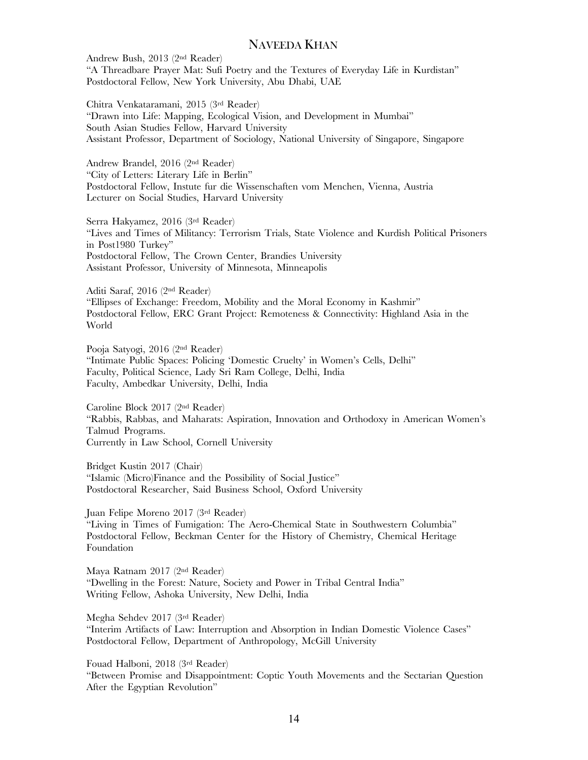Andrew Bush, 2013 (2nd Reader)
"A Threadbare Prayer Mat: Sufi Poetry and the Textures of Everyday Life in Kurdistan"
Postdoctoral Fellow, New York University, Abu Dhabi, UAE

Chitra Venkataramani, 2015 (3rd Reader)
"Drawn into Life: Mapping, Ecological Vision, and Development in Mumbai"
South Asian Studies Fellow, Harvard University
Assistant Professor, Department of Sociology, National University of Singapore, Singapore

Andrew Brandel, 2016 (2nd Reader)
"City of Letters: Literary Life in Berlin"
Postdoctoral Fellow, Instute fur die Wissenschaften vom Menchen, Vienna, Austria
Lecturer on Social Studies, Harvard University

Serra Hakyamez, 2016 (3rd Reader)
"Lives and Times of Militancy: Terrorism Trials, State Violence and Kurdish Political Prisoners in Post1980 Turkey"
Postdoctoral Fellow, The Crown Center, Brandies University
Assistant Professor, University of Minnesota, Minneapolis

Aditi Saraf, 2016 (2nd Reader)
"Ellipses of Exchange: Freedom, Mobility and the Moral Economy in Kashmir"
Postdoctoral Fellow, ERC Grant Project: Remoteness & Connectivity: Highland Asia in the World

Pooja Satyogi, 2016 (2nd Reader)
"Intimate Public Spaces: Policing 'Domestic Cruelty' in Women's Cells, Delhi"
Faculty, Political Science, Lady Sri Ram College, Delhi, India
Faculty, Ambedkar University, Delhi, India

Caroline Block 2017 (2nd Reader)
"Rabbis, Rabbas, and Maharats: Aspiration, Innovation and Orthodoxy in American Women's Talmud Programs.
Currently in Law School, Cornell University

Bridget Kustin 2017 (Chair)
"Islamic (Micro)Finance and the Possibility of Social Justice"
Postdoctoral Researcher, Said Business School, Oxford University

Juan Felipe Moreno 2017 (3rd Reader)
"Living in Times of Fumigation: The Aero-Chemical State in Southwestern Columbia"
Postdoctoral Fellow, Beckman Center for the History of Chemistry, Chemical Heritage Foundation

Maya Ratnam 2017 (2nd Reader)
"Dwelling in the Forest: Nature, Society and Power in Tribal Central India"
Writing Fellow, Ashoka University, New Delhi, India

Megha Sehdev 2017 (3rd Reader)
"Interim Artifacts of Law: Interruption and Absorption in Indian Domestic Violence Cases"
Postdoctoral Fellow, Department of Anthropology, McGill University

Fouad Halboni, 2018 (3rd Reader)
"Between Promise and Disappointment: Coptic Youth Movements and the Sectarian Question After the Egyptian Revolution"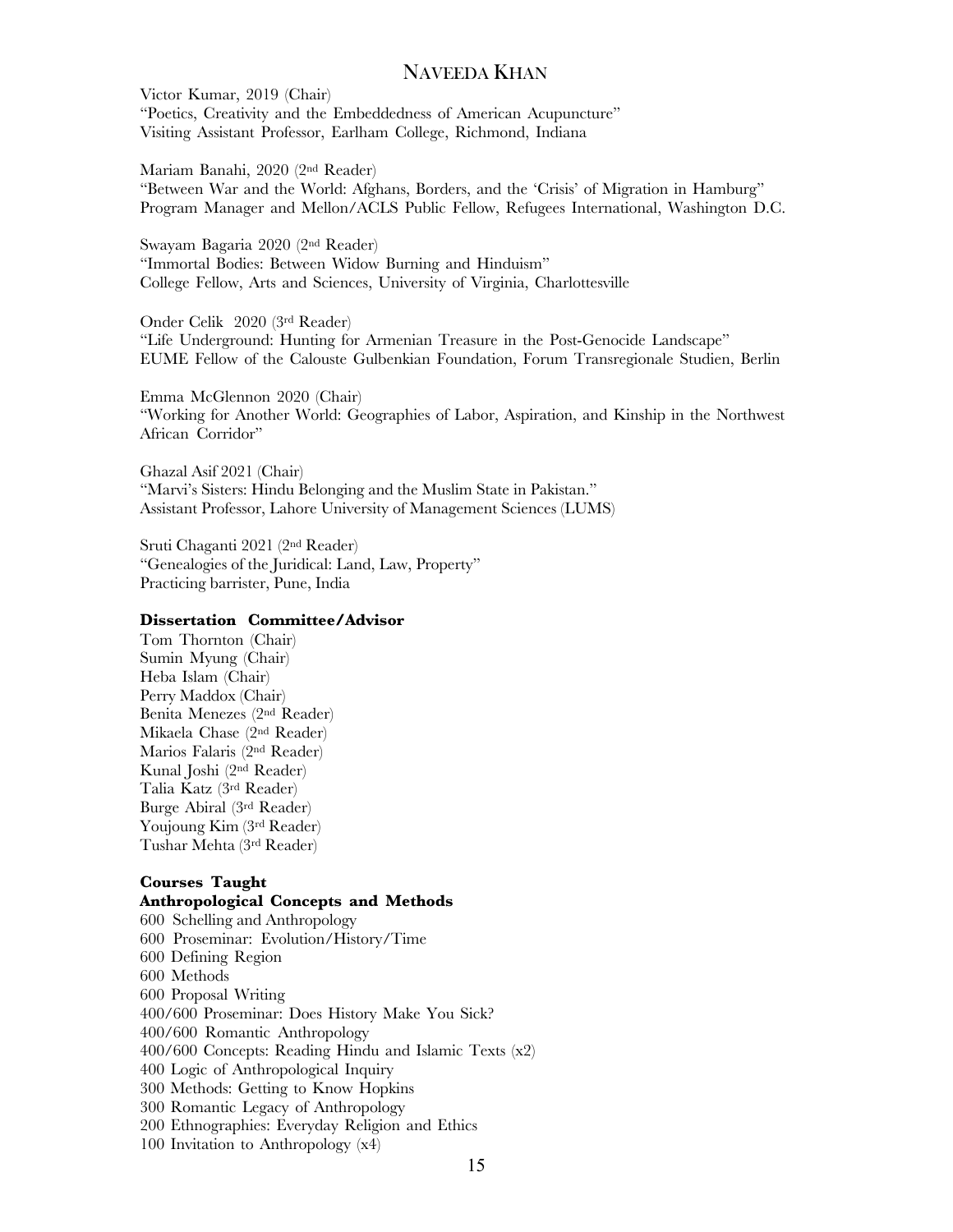Victor Kumar, 2019 (Chair)
"Poetics, Creativity and the Embeddedness of American Acupuncture"
Visiting Assistant Professor, Earlham College, Richmond, Indiana

Mariam Banahi, 2020 (2nd Reader)
"Between War and the World: Afghans, Borders, and the 'Crisis' of Migration in Hamburg"
Program Manager and Mellon/ACLS Public Fellow, Refugees International, Washington D.C.

Swayam Bagaria 2020 (2nd Reader)
"Immortal Bodies: Between Widow Burning and Hinduism"
College Fellow, Arts and Sciences, University of Virginia, Charlottesville

Onder Celik 2020 (3rd Reader)
"Life Underground: Hunting for Armenian Treasure in the Post-Genocide Landscape"
EUME Fellow of the Calouste Gulbenkian Foundation, Forum Transregionale Studien, Berlin

Emma McGlennon 2020 (Chair)
"Working for Another World: Geographies of Labor, Aspiration, and Kinship in the Northwest African Corridor"

Ghazal Asif 2021 (Chair)
"Marvi's Sisters: Hindu Belonging and the Muslim State in Pakistan."
Assistant Professor, Lahore University of Management Sciences (LUMS)

Sruti Chaganti 2021 (2nd Reader)
"Genealogies of the Juridical: Land, Law, Property"
Practicing barrister, Pune, India

**Dissertation Committee/Advisor**

Tom Thornton (Chair)
Sumin Myung (Chair)
Heba Islam (Chair)
Perry Maddox (Chair)
Benita Menezes (2nd Reader)
Mikaela Chase (2nd Reader)
Marios Falaris (2nd Reader)
Kunal Joshi (2nd Reader)
Talia Katz (3rd Reader)
Burge Abiral (3rd Reader)
Youjoung Kim (3rd Reader)
Tushar Mehta (3rd Reader)

**Courses Taught**

**Anthropological Concepts and Methods**

600 Schelling and Anthropology
600 Proseminar: Evolution/History/Time
600 Defining Region
600 Methods
600 Proposal Writing
400/600 Proseminar: Does History Make You Sick?
400/600 Romantic Anthropology
400/600 Concepts: Reading Hindu and Islamic Texts (x2)
400 Logic of Anthropological Inquiry
300 Methods: Getting to Know Hopkins
300 Romantic Legacy of Anthropology
200 Ethnographies: Everyday Religion and Ethics
100 Invitation to Anthropology (x4)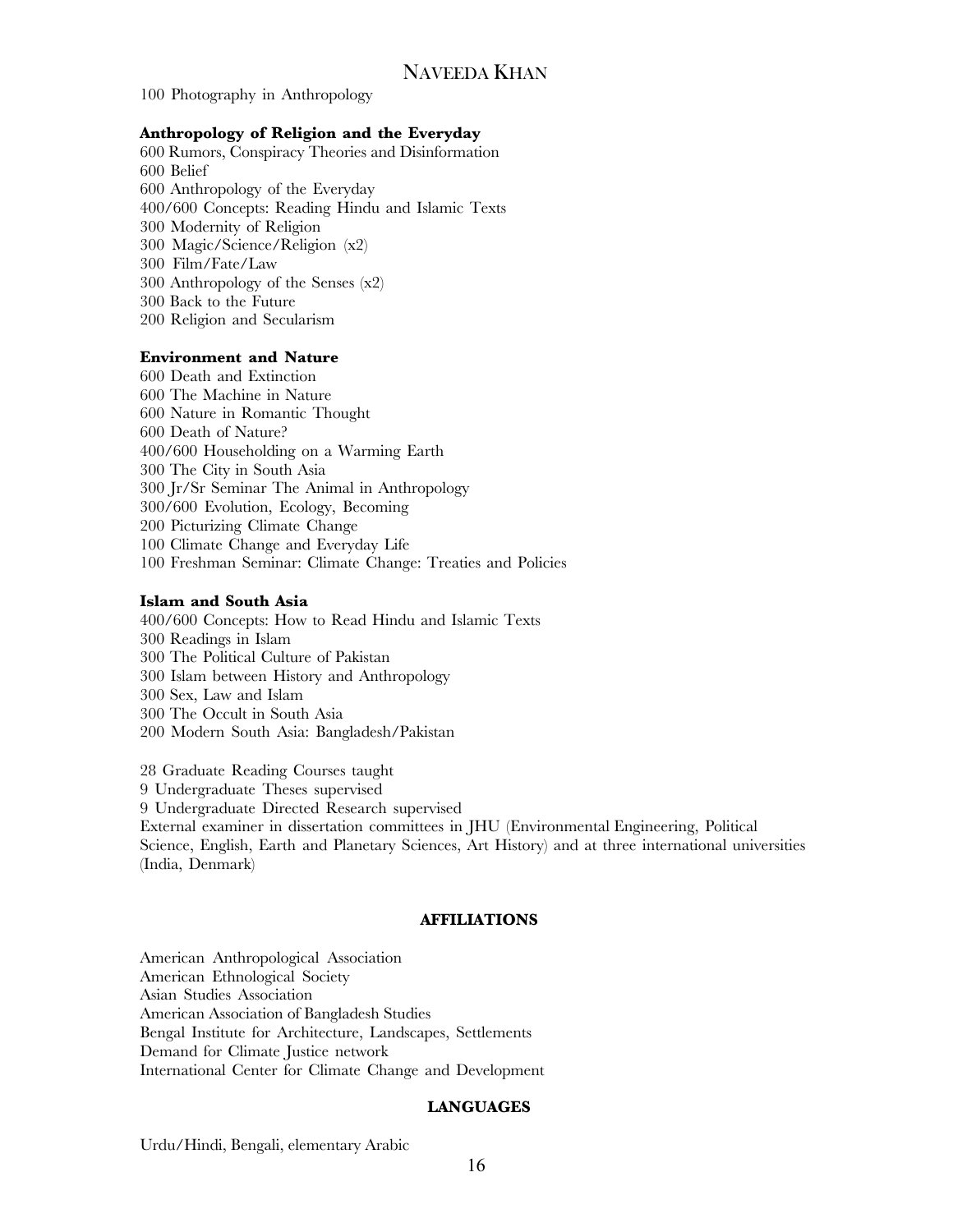100 Photography in Anthropology

**Anthropology of Religion and the Everyday**

600 Rumors, Conspiracy Theories and Disinformation
600 Belief
600 Anthropology of the Everyday
400/600 Concepts: Reading Hindu and Islamic Texts
300 Modernity of Religion
300 Magic/Science/Religion (x2)
300 Film/Fate/Law
300 Anthropology of the Senses (x2)
300 Back to the Future
200 Religion and Secularism

**Environment and Nature**

600 Death and Extinction
600 The Machine in Nature
600 Nature in Romantic Thought
600 Death of Nature?
400/600 Householding on a Warming Earth
300 The City in South Asia
300 Jr/Sr Seminar The Animal in Anthropology
300/600 Evolution, Ecology, Becoming
200 Picturizing Climate Change
100 Climate Change and Everyday Life
100 Freshman Seminar: Climate Change: Treaties and Policies

**Islam and South Asia**

400/600 Concepts: How to Read Hindu and Islamic Texts
300 Readings in Islam
300 The Political Culture of Pakistan
300 Islam between History and Anthropology
300 Sex, Law and Islam
300 The Occult in South Asia
200 Modern South Asia: Bangladesh/Pakistan

28 Graduate Reading Courses taught
9 Undergraduate Theses supervised
9 Undergraduate Directed Research supervised
External examiner in dissertation committees in JHU (Environmental Engineering, Political Science, English, Earth and Planetary Sciences, Art History) and at three international universities (India, Denmark)

## AFFILIATIONS

American Anthropological Association
American Ethnological Society
Asian Studies Association
American Association of Bangladesh Studies
Bengal Institute for Architecture, Landscapes, Settlements
Demand for Climate Justice network
International Center for Climate Change and Development

## LANGUAGES

Urdu/Hindi, Bengali, elementary Arabic